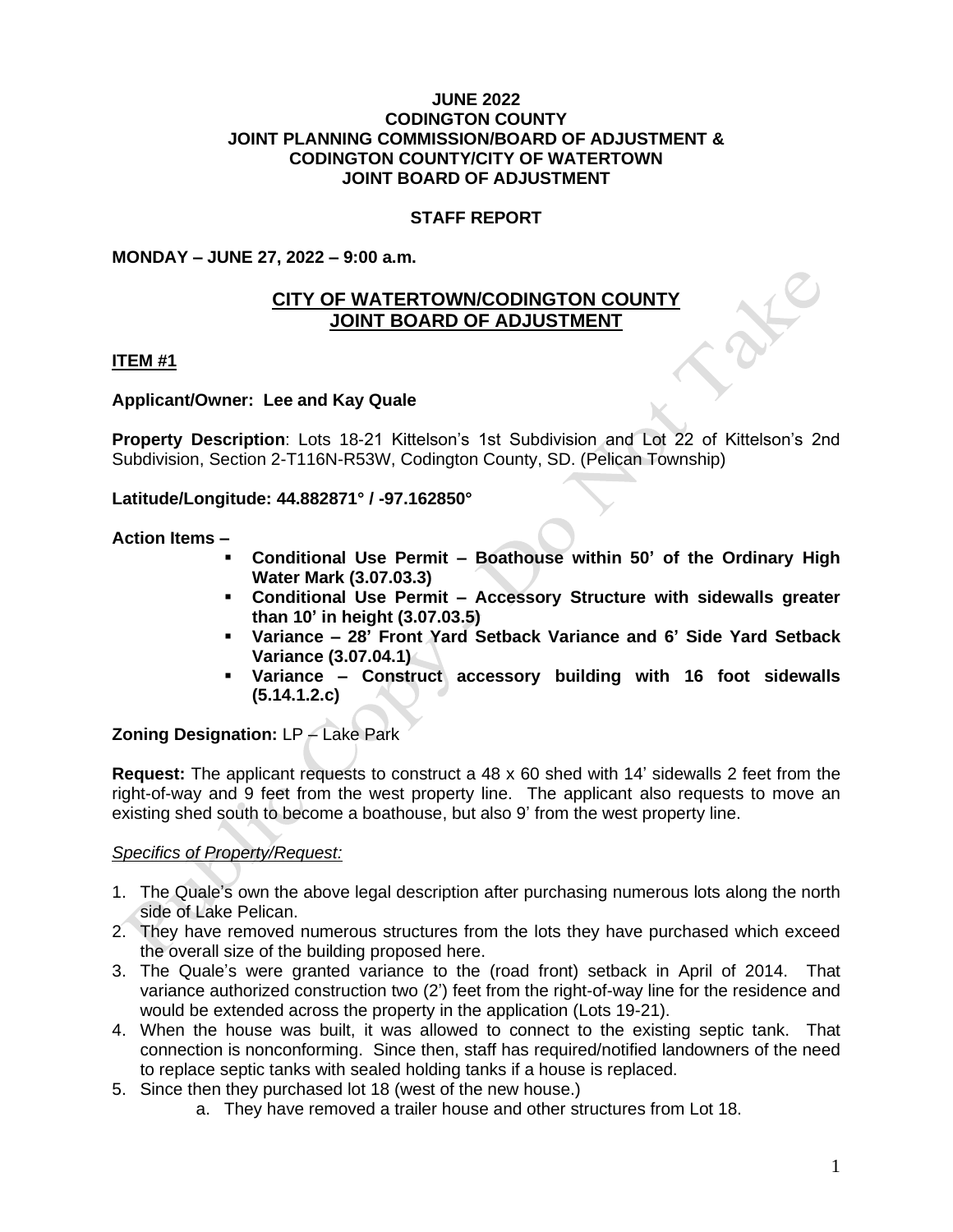**JUNE 2022**
**CODINGTON COUNTY**
**JOINT PLANNING COMMISSION/BOARD OF ADJUSTMENT &**
**CODINGTON COUNTY/CITY OF WATERTOWN**
**JOINT BOARD OF ADJUSTMENT**

**STAFF REPORT**

**MONDAY – JUNE 27, 2022 – 9:00 a.m.**

## CITY OF WATERTOWN/CODINGTON COUNTY JOINT BOARD OF ADJUSTMENT

**ITEM #1**

**Applicant/Owner: Lee and Kay Quale**

**Property Description**: Lots 18-21 Kittelson's 1st Subdivision and Lot 22 of Kittelson's 2nd Subdivision, Section 2-T116N-R53W, Codington County, SD. (Pelican Township)

**Latitude/Longitude: 44.882871° / -97.162850°**

**Action Items –**

- **Conditional Use Permit – Boathouse within 50' of the Ordinary High Water Mark (3.07.03.3)**
- **Conditional Use Permit – Accessory Structure with sidewalls greater than 10' in height (3.07.03.5)**
- **Variance – 28' Front Yard Setback Variance and 6' Side Yard Setback Variance (3.07.04.1)**
- **Variance – Construct accessory building with 16 foot sidewalls (5.14.1.2.c)**

**Zoning Designation:** LP – Lake Park

**Request:** The applicant requests to construct a 48 x 60 shed with 14' sidewalls 2 feet from the right-of-way and 9 feet from the west property line. The applicant also requests to move an existing shed south to become a boathouse, but also 9' from the west property line.

*Specifics of Property/Request:*

1. The Quale's own the above legal description after purchasing numerous lots along the north side of Lake Pelican.
2. They have removed numerous structures from the lots they have purchased which exceed the overall size of the building proposed here.
3. The Quale's were granted variance to the (road front) setback in April of 2014. That variance authorized construction two (2') feet from the right-of-way line for the residence and would be extended across the property in the application (Lots 19-21).
4. When the house was built, it was allowed to connect to the existing septic tank. That connection is nonconforming. Since then, staff has required/notified landowners of the need to replace septic tanks with sealed holding tanks if a house is replaced.
5. Since then they purchased lot 18 (west of the new house.)
   a. They have removed a trailer house and other structures from Lot 18.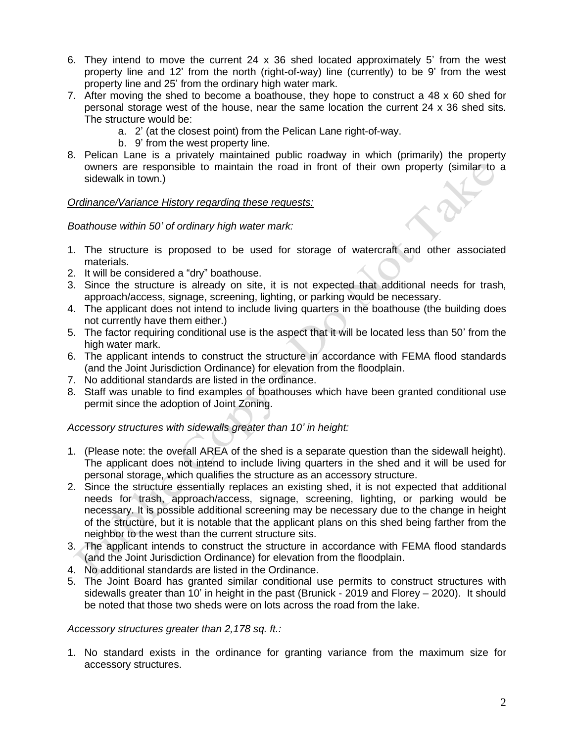6. They intend to move the current 24 x 36 shed located approximately 5' from the west property line and 12' from the north (right-of-way) line (currently) to be 9' from the west property line and 25' from the ordinary high water mark.
7. After moving the shed to become a boathouse, they hope to construct a 48 x 60 shed for personal storage west of the house, near the same location the current 24 x 36 shed sits. The structure would be:
   a. 2' (at the closest point) from the Pelican Lane right-of-way.
   b. 9' from the west property line.
8. Pelican Lane is a privately maintained public roadway in which (primarily) the property owners are responsible to maintain the road in front of their own property (similar to a sidewalk in town.)

*Ordinance/Variance History regarding these requests:*

*Boathouse within 50' of ordinary high water mark:*

1. The structure is proposed to be used for storage of watercraft and other associated materials.
2. It will be considered a "dry" boathouse.
3. Since the structure is already on site, it is not expected that additional needs for trash, approach/access, signage, screening, lighting, or parking would be necessary.
4. The applicant does not intend to include living quarters in the boathouse (the building does not currently have them either.)
5. The factor requiring conditional use is the aspect that it will be located less than 50' from the high water mark.
6. The applicant intends to construct the structure in accordance with FEMA flood standards (and the Joint Jurisdiction Ordinance) for elevation from the floodplain.
7. No additional standards are listed in the ordinance.
8. Staff was unable to find examples of boathouses which have been granted conditional use permit since the adoption of Joint Zoning.

*Accessory structures with sidewalls greater than 10' in height:*

1. (Please note: the overall AREA of the shed is a separate question than the sidewall height). The applicant does not intend to include living quarters in the shed and it will be used for personal storage, which qualifies the structure as an accessory structure.
2. Since the structure essentially replaces an existing shed, it is not expected that additional needs for trash, approach/access, signage, screening, lighting, or parking would be necessary. It is possible additional screening may be necessary due to the change in height of the structure, but it is notable that the applicant plans on this shed being farther from the neighbor to the west than the current structure sits.
3. The applicant intends to construct the structure in accordance with FEMA flood standards (and the Joint Jurisdiction Ordinance) for elevation from the floodplain.
4. No additional standards are listed in the Ordinance.
5. The Joint Board has granted similar conditional use permits to construct structures with sidewalls greater than 10' in height in the past (Brunick - 2019 and Florey – 2020). It should be noted that those two sheds were on lots across the road from the lake.

*Accessory structures greater than 2,178 sq. ft.:*

1. No standard exists in the ordinance for granting variance from the maximum size for accessory structures.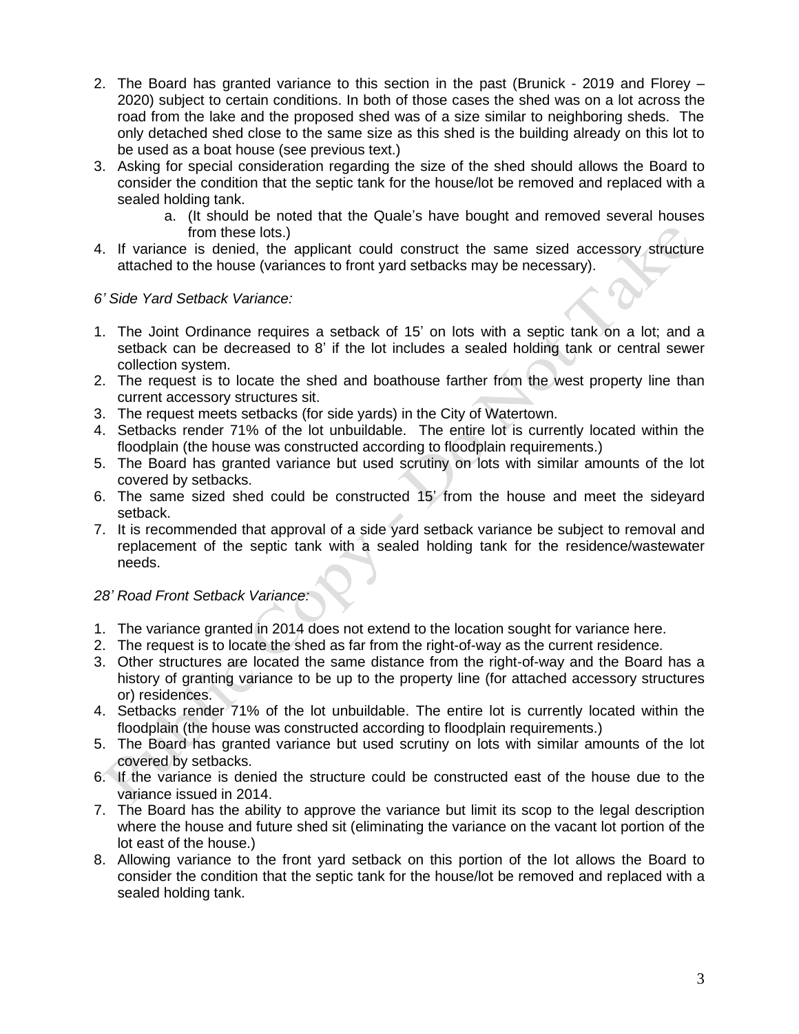2. The Board has granted variance to this section in the past (Brunick - 2019 and Florey – 2020) subject to certain conditions. In both of those cases the shed was on a lot across the road from the lake and the proposed shed was of a size similar to neighboring sheds. The only detached shed close to the same size as this shed is the building already on this lot to be used as a boat house (see previous text.)
3. Asking for special consideration regarding the size of the shed should allows the Board to consider the condition that the septic tank for the house/lot be removed and replaced with a sealed holding tank.
    a. (It should be noted that the Quale's have bought and removed several houses from these lots.)
4. If variance is denied, the applicant could construct the same sized accessory structure attached to the house (variances to front yard setbacks may be necessary).

*6' Side Yard Setback Variance:*

1. The Joint Ordinance requires a setback of 15' on lots with a septic tank on a lot; and a setback can be decreased to 8' if the lot includes a sealed holding tank or central sewer collection system.
2. The request is to locate the shed and boathouse farther from the west property line than current accessory structures sit.
3. The request meets setbacks (for side yards) in the City of Watertown.
4. Setbacks render 71% of the lot unbuildable. The entire lot is currently located within the floodplain (the house was constructed according to floodplain requirements.)
5. The Board has granted variance but used scrutiny on lots with similar amounts of the lot covered by setbacks.
6. The same sized shed could be constructed 15' from the house and meet the sideyard setback.
7. It is recommended that approval of a side yard setback variance be subject to removal and replacement of the septic tank with a sealed holding tank for the residence/wastewater needs.

*28' Road Front Setback Variance:*

1. The variance granted in 2014 does not extend to the location sought for variance here.
2. The request is to locate the shed as far from the right-of-way as the current residence.
3. Other structures are located the same distance from the right-of-way and the Board has a history of granting variance to be up to the property line (for attached accessory structures or) residences.
4. Setbacks render 71% of the lot unbuildable. The entire lot is currently located within the floodplain (the house was constructed according to floodplain requirements.)
5. The Board has granted variance but used scrutiny on lots with similar amounts of the lot covered by setbacks.
6. If the variance is denied the structure could be constructed east of the house due to the variance issued in 2014.
7. The Board has the ability to approve the variance but limit its scop to the legal description where the house and future shed sit (eliminating the variance on the vacant lot portion of the lot east of the house.)
8. Allowing variance to the front yard setback on this portion of the lot allows the Board to consider the condition that the septic tank for the house/lot be removed and replaced with a sealed holding tank.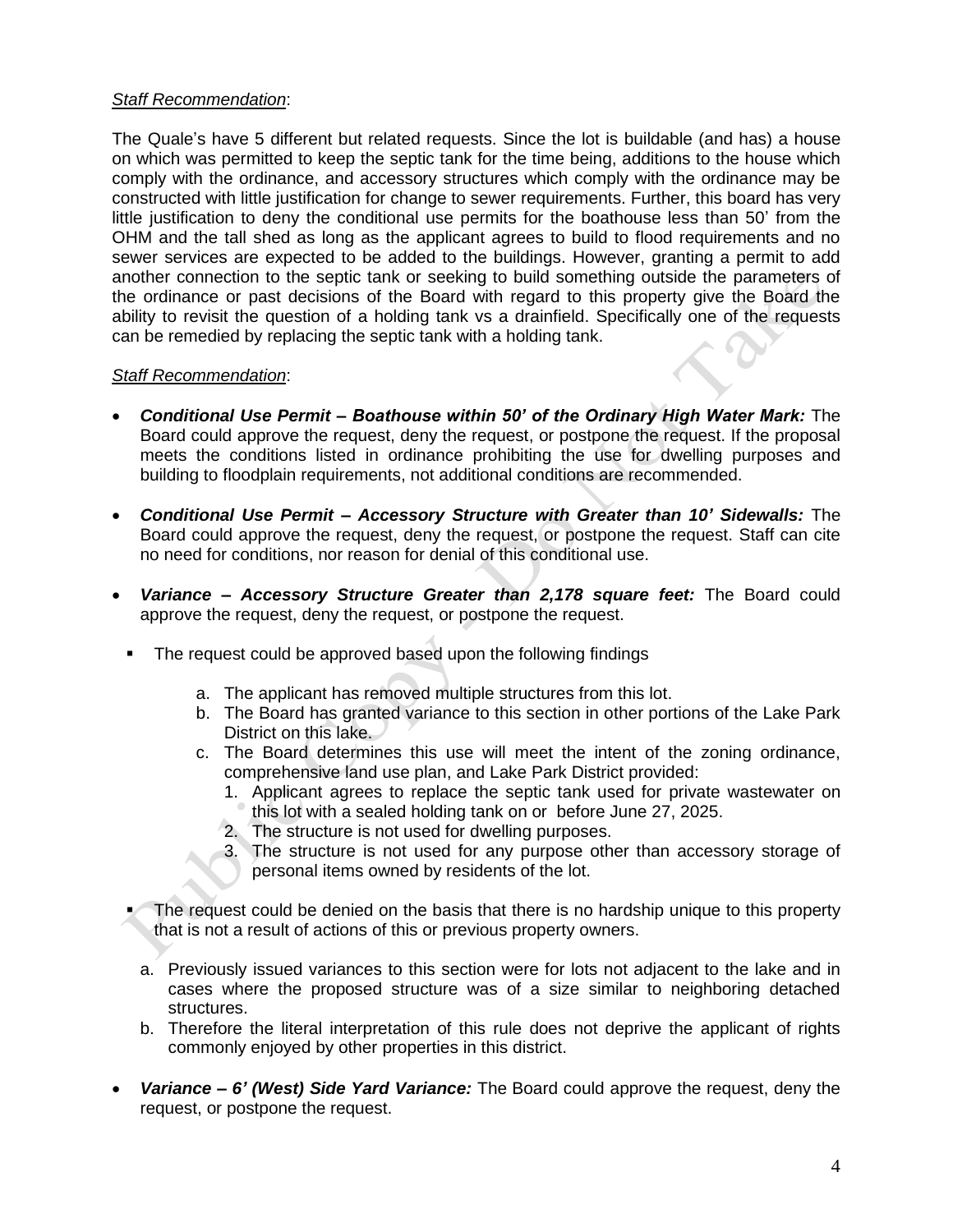*Staff Recommendation*:

The Quale's have 5 different but related requests. Since the lot is buildable (and has) a house on which was permitted to keep the septic tank for the time being, additions to the house which comply with the ordinance, and accessory structures which comply with the ordinance may be constructed with little justification for change to sewer requirements. Further, this board has very little justification to deny the conditional use permits for the boathouse less than 50' from the OHM and the tall shed as long as the applicant agrees to build to flood requirements and no sewer services are expected to be added to the buildings. However, granting a permit to add another connection to the septic tank or seeking to build something outside the parameters of the ordinance or past decisions of the Board with regard to this property give the Board the ability to revisit the question of a holding tank vs a drainfield. Specifically one of the requests can be remedied by replacing the septic tank with a holding tank.

*Staff Recommendation*:

- ***Conditional Use Permit – Boathouse within 50' of the Ordinary High Water Mark:*** The Board could approve the request, deny the request, or postpone the request. If the proposal meets the conditions listed in ordinance prohibiting the use for dwelling purposes and building to floodplain requirements, not additional conditions are recommended.

- ***Conditional Use Permit – Accessory Structure with Greater than 10' Sidewalls:*** The Board could approve the request, deny the request, or postpone the request. Staff can cite no need for conditions, nor reason for denial of this conditional use.

- ***Variance – Accessory Structure Greater than 2,178 square feet:*** The Board could approve the request, deny the request, or postpone the request.

  - The request could be approved based upon the following findings

    a. The applicant has removed multiple structures from this lot.
    b. The Board has granted variance to this section in other portions of the Lake Park District on this lake.
    c. The Board determines this use will meet the intent of the zoning ordinance, comprehensive land use plan, and Lake Park District provided:
       1. Applicant agrees to replace the septic tank used for private wastewater on this lot with a sealed holding tank on or before June 27, 2025.
       2. The structure is not used for dwelling purposes.
       3. The structure is not used for any purpose other than accessory storage of personal items owned by residents of the lot.

  - The request could be denied on the basis that there is no hardship unique to this property that is not a result of actions of this or previous property owners.

    a. Previously issued variances to this section were for lots not adjacent to the lake and in cases where the proposed structure was of a size similar to neighboring detached structures.
    b. Therefore the literal interpretation of this rule does not deprive the applicant of rights commonly enjoyed by other properties in this district.

- ***Variance – 6' (West) Side Yard Variance:*** The Board could approve the request, deny the request, or postpone the request.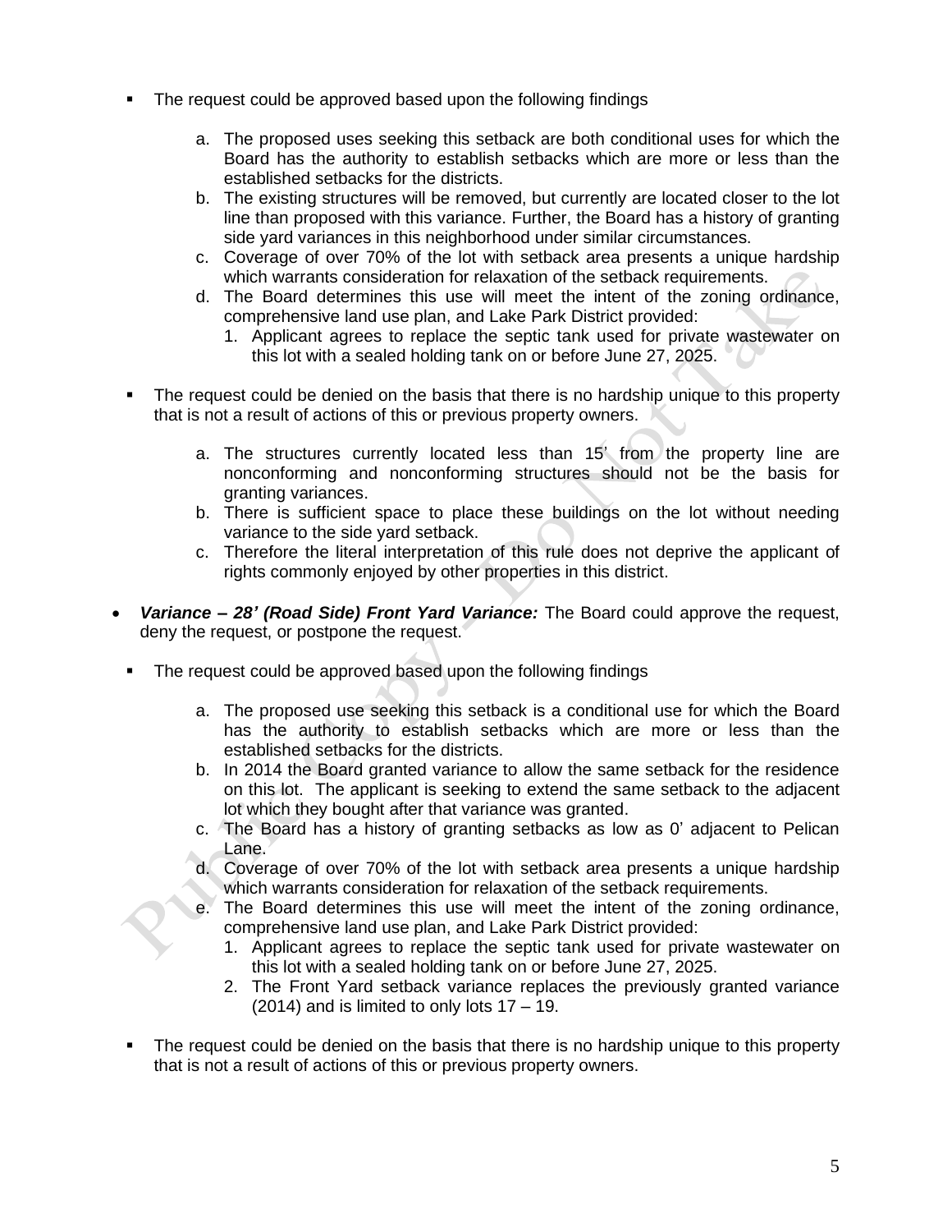- The request could be approved based upon the following findings

  a. The proposed uses seeking this setback are both conditional uses for which the Board has the authority to establish setbacks which are more or less than the established setbacks for the districts.
  b. The existing structures will be removed, but currently are located closer to the lot line than proposed with this variance. Further, the Board has a history of granting side yard variances in this neighborhood under similar circumstances.
  c. Coverage of over 70% of the lot with setback area presents a unique hardship which warrants consideration for relaxation of the setback requirements.
  d. The Board determines this use will meet the intent of the zoning ordinance, comprehensive land use plan, and Lake Park District provided:
     1. Applicant agrees to replace the septic tank used for private wastewater on this lot with a sealed holding tank on or before June 27, 2025.

- The request could be denied on the basis that there is no hardship unique to this property that is not a result of actions of this or previous property owners.

  a. The structures currently located less than 15' from the property line are nonconforming and nonconforming structures should not be the basis for granting variances.
  b. There is sufficient space to place these buildings on the lot without needing variance to the side yard setback.
  c. Therefore the literal interpretation of this rule does not deprive the applicant of rights commonly enjoyed by other properties in this district.

- ***Variance – 28' (Road Side) Front Yard Variance:*** The Board could approve the request, deny the request, or postpone the request.

  - The request could be approved based upon the following findings

    a. The proposed use seeking this setback is a conditional use for which the Board has the authority to establish setbacks which are more or less than the established setbacks for the districts.
    b. In 2014 the Board granted variance to allow the same setback for the residence on this lot. The applicant is seeking to extend the same setback to the adjacent lot which they bought after that variance was granted.
    c. The Board has a history of granting setbacks as low as 0' adjacent to Pelican Lane.
    d. Coverage of over 70% of the lot with setback area presents a unique hardship which warrants consideration for relaxation of the setback requirements.
    e. The Board determines this use will meet the intent of the zoning ordinance, comprehensive land use plan, and Lake Park District provided:
       1. Applicant agrees to replace the septic tank used for private wastewater on this lot with a sealed holding tank on or before June 27, 2025.
       2. The Front Yard setback variance replaces the previously granted variance (2014) and is limited to only lots 17 – 19.

  - The request could be denied on the basis that there is no hardship unique to this property that is not a result of actions of this or previous property owners.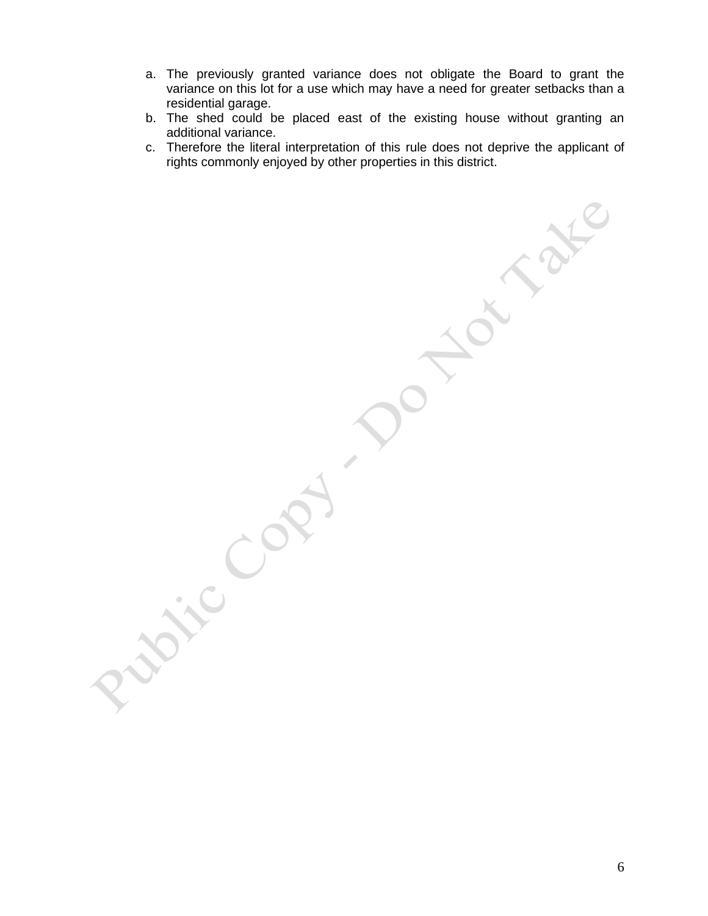a. The previously granted variance does not obligate the Board to grant the variance on this lot for a use which may have a need for greater setbacks than a residential garage.
b. The shed could be placed east of the existing house without granting an additional variance.
c. Therefore the literal interpretation of this rule does not deprive the applicant of rights commonly enjoyed by other properties in this district.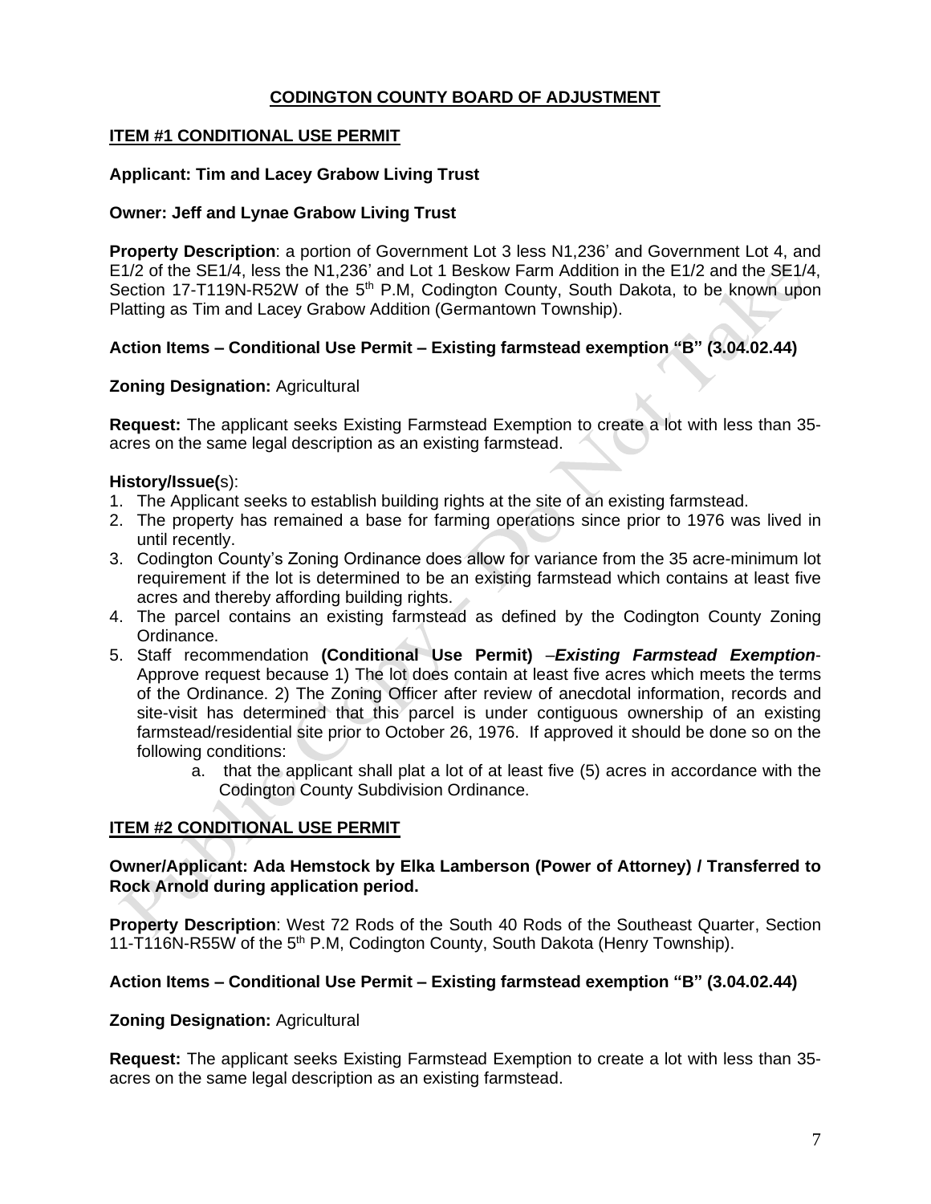# CODINGTON COUNTY BOARD OF ADJUSTMENT

## ITEM #1 CONDITIONAL USE PERMIT

**Applicant: Tim and Lacey Grabow Living Trust**

**Owner: Jeff and Lynae Grabow Living Trust**

**Property Description**: a portion of Government Lot 3 less N1,236' and Government Lot 4, and E1/2 of the SE1/4, less the N1,236' and Lot 1 Beskow Farm Addition in the E1/2 and the SE1/4, Section 17-T119N-R52W of the 5th P.M, Codington County, South Dakota, to be known upon Platting as Tim and Lacey Grabow Addition (Germantown Township).

**Action Items – Conditional Use Permit – Existing farmstead exemption "B" (3.04.02.44)**

**Zoning Designation:** Agricultural

**Request:** The applicant seeks Existing Farmstead Exemption to create a lot with less than 35-acres on the same legal description as an existing farmstead.

**History/Issue(s):**

1. The Applicant seeks to establish building rights at the site of an existing farmstead.
2. The property has remained a base for farming operations since prior to 1976 was lived in until recently.
3. Codington County's Zoning Ordinance does allow for variance from the 35 acre-minimum lot requirement if the lot is determined to be an existing farmstead which contains at least five acres and thereby affording building rights.
4. The parcel contains an existing farmstead as defined by the Codington County Zoning Ordinance.
5. Staff recommendation **(Conditional Use Permit)** –***Existing Farmstead Exemption***- Approve request because 1) The lot does contain at least five acres which meets the terms of the Ordinance. 2) The Zoning Officer after review of anecdotal information, records and site-visit has determined that this parcel is under contiguous ownership of an existing farmstead/residential site prior to October 26, 1976. If approved it should be done so on the following conditions:
   a. that the applicant shall plat a lot of at least five (5) acres in accordance with the Codington County Subdivision Ordinance.

## ITEM #2 CONDITIONAL USE PERMIT

**Owner/Applicant: Ada Hemstock by Elka Lamberson (Power of Attorney) / Transferred to Rock Arnold during application period.**

**Property Description**: West 72 Rods of the South 40 Rods of the Southeast Quarter, Section 11-T116N-R55W of the 5th P.M, Codington County, South Dakota (Henry Township).

**Action Items – Conditional Use Permit – Existing farmstead exemption "B" (3.04.02.44)**

**Zoning Designation:** Agricultural

**Request:** The applicant seeks Existing Farmstead Exemption to create a lot with less than 35-acres on the same legal description as an existing farmstead.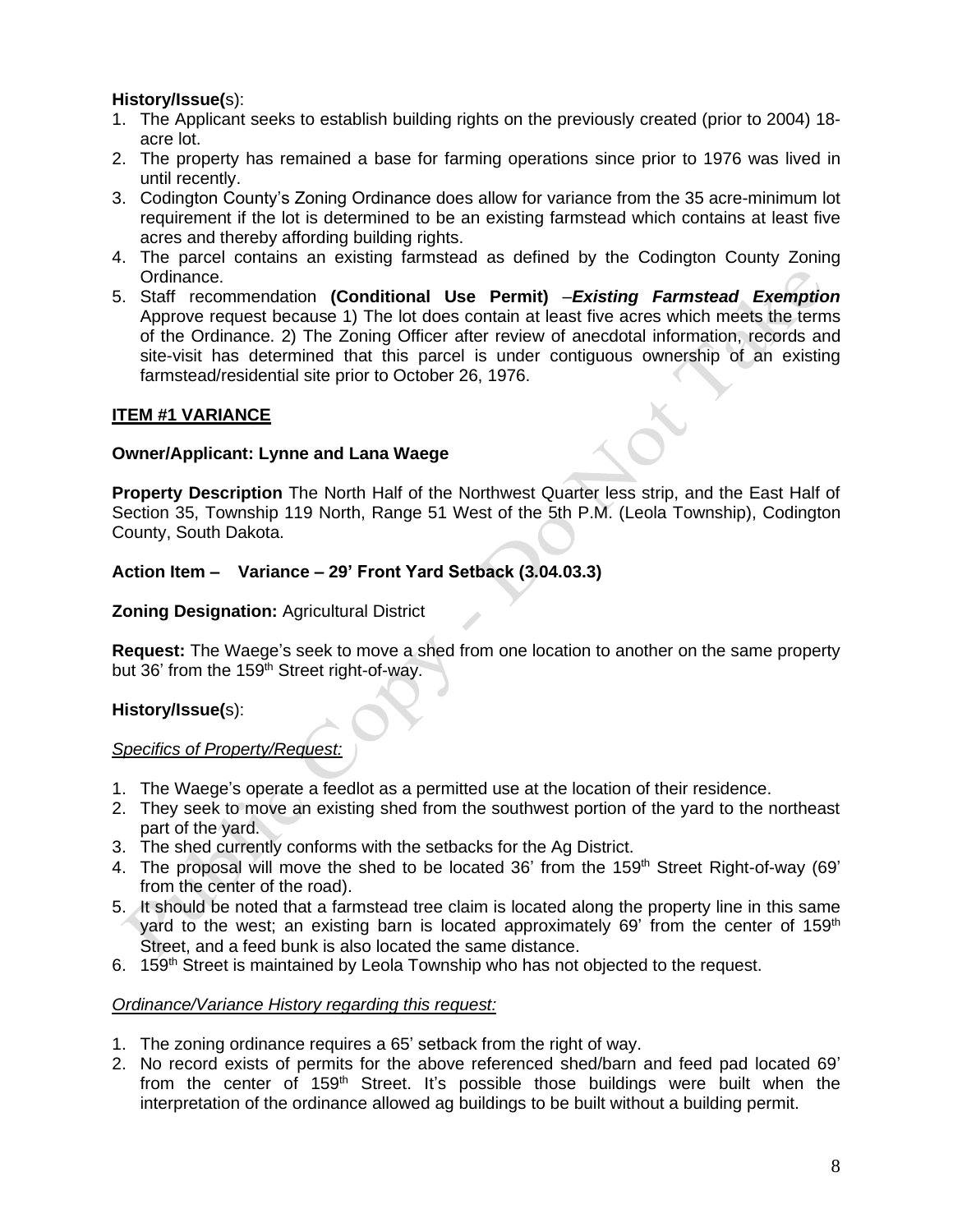**History/Issue(s):**

1. The Applicant seeks to establish building rights on the previously created (prior to 2004) 18-acre lot.
2. The property has remained a base for farming operations since prior to 1976 was lived in until recently.
3. Codington County's Zoning Ordinance does allow for variance from the 35 acre-minimum lot requirement if the lot is determined to be an existing farmstead which contains at least five acres and thereby affording building rights.
4. The parcel contains an existing farmstead as defined by the Codington County Zoning Ordinance.
5. Staff recommendation **(Conditional Use Permit)** –***Existing Farmstead Exemption*** Approve request because 1) The lot does contain at least five acres which meets the terms of the Ordinance. 2) The Zoning Officer after review of anecdotal information, records and site-visit has determined that this parcel is under contiguous ownership of an existing farmstead/residential site prior to October 26, 1976.

## ITEM #1 VARIANCE

**Owner/Applicant: Lynne and Lana Waege**

**Property Description** The North Half of the Northwest Quarter less strip, and the East Half of Section 35, Township 119 North, Range 51 West of the 5th P.M. (Leola Township), Codington County, South Dakota.

**Action Item – Variance – 29' Front Yard Setback (3.04.03.3)**

**Zoning Designation:** Agricultural District

**Request:** The Waege's seek to move a shed from one location to another on the same property but 36' from the 159th Street right-of-way.

**History/Issue(s):**

*Specifics of Property/Request:*

1. The Waege's operate a feedlot as a permitted use at the location of their residence.
2. They seek to move an existing shed from the southwest portion of the yard to the northeast part of the yard.
3. The shed currently conforms with the setbacks for the Ag District.
4. The proposal will move the shed to be located 36' from the 159th Street Right-of-way (69' from the center of the road).
5. It should be noted that a farmstead tree claim is located along the property line in this same yard to the west; an existing barn is located approximately 69' from the center of 159th Street, and a feed bunk is also located the same distance.
6. 159th Street is maintained by Leola Township who has not objected to the request.

*Ordinance/Variance History regarding this request:*

1. The zoning ordinance requires a 65' setback from the right of way.
2. No record exists of permits for the above referenced shed/barn and feed pad located 69' from the center of 159th Street. It's possible those buildings were built when the interpretation of the ordinance allowed ag buildings to be built without a building permit.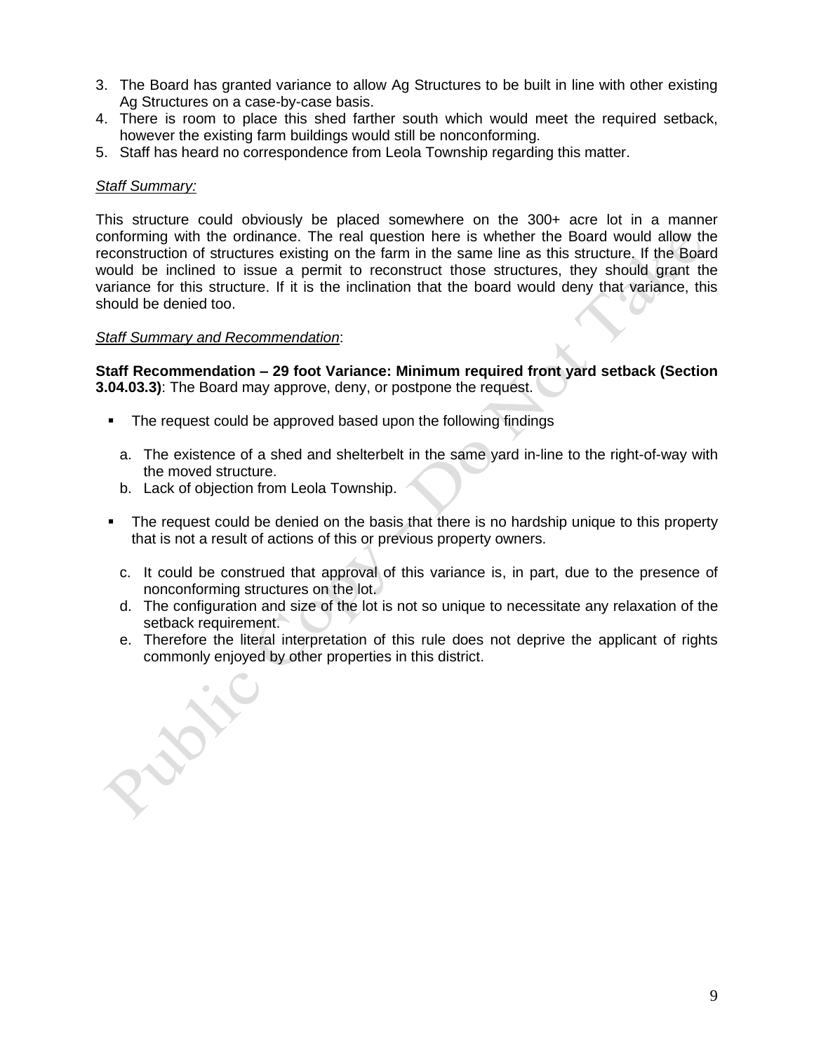3. The Board has granted variance to allow Ag Structures to be built in line with other existing Ag Structures on a case-by-case basis.
4. There is room to place this shed farther south which would meet the required setback, however the existing farm buildings would still be nonconforming.
5. Staff has heard no correspondence from Leola Township regarding this matter.

*Staff Summary:*

This structure could obviously be placed somewhere on the 300+ acre lot in a manner conforming with the ordinance. The real question here is whether the Board would allow the reconstruction of structures existing on the farm in the same line as this structure. If the Board would be inclined to issue a permit to reconstruct those structures, they should grant the variance for this structure. If it is the inclination that the board would deny that variance, this should be denied too.

*Staff Summary and Recommendation*:

**Staff Recommendation – 29 foot Variance: Minimum required front yard setback (Section 3.04.03.3)**: The Board may approve, deny, or postpone the request.

- The request could be approved based upon the following findings

  a. The existence of a shed and shelterbelt in the same yard in-line to the right-of-way with the moved structure.
  b. Lack of objection from Leola Township.

- The request could be denied on the basis that there is no hardship unique to this property that is not a result of actions of this or previous property owners.

  c. It could be construed that approval of this variance is, in part, due to the presence of nonconforming structures on the lot.
  d. The configuration and size of the lot is not so unique to necessitate any relaxation of the setback requirement.
  e. Therefore the literal interpretation of this rule does not deprive the applicant of rights commonly enjoyed by other properties in this district.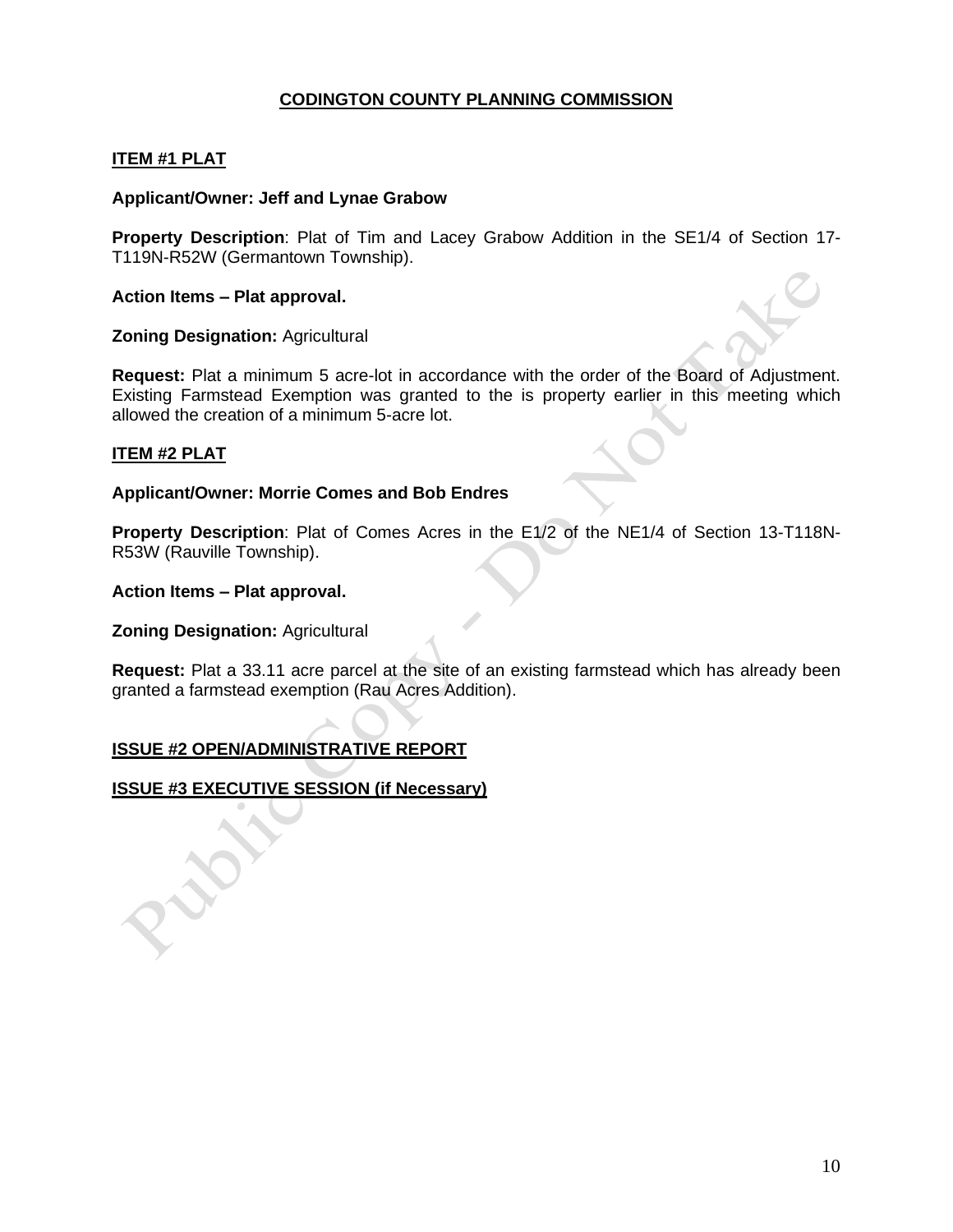**CODINGTON COUNTY PLANNING COMMISSION**

**ITEM #1 PLAT**

**Applicant/Owner: Jeff and Lynae Grabow**

**Property Description**: Plat of Tim and Lacey Grabow Addition in the SE1/4 of Section 17-T119N-R52W (Germantown Township).

**Action Items – Plat approval.**

**Zoning Designation:** Agricultural

**Request:** Plat a minimum 5 acre-lot in accordance with the order of the Board of Adjustment. Existing Farmstead Exemption was granted to the is property earlier in this meeting which allowed the creation of a minimum 5-acre lot.

**ITEM #2 PLAT**

**Applicant/Owner: Morrie Comes and Bob Endres**

**Property Description**: Plat of Comes Acres in the E1/2 of the NE1/4 of Section 13-T118N-R53W (Rauville Township).

**Action Items – Plat approval.**

**Zoning Designation:** Agricultural

**Request:** Plat a 33.11 acre parcel at the site of an existing farmstead which has already been granted a farmstead exemption (Rau Acres Addition).

**ISSUE #2 OPEN/ADMINISTRATIVE REPORT**

**ISSUE #3 EXECUTIVE SESSION (if Necessary)**